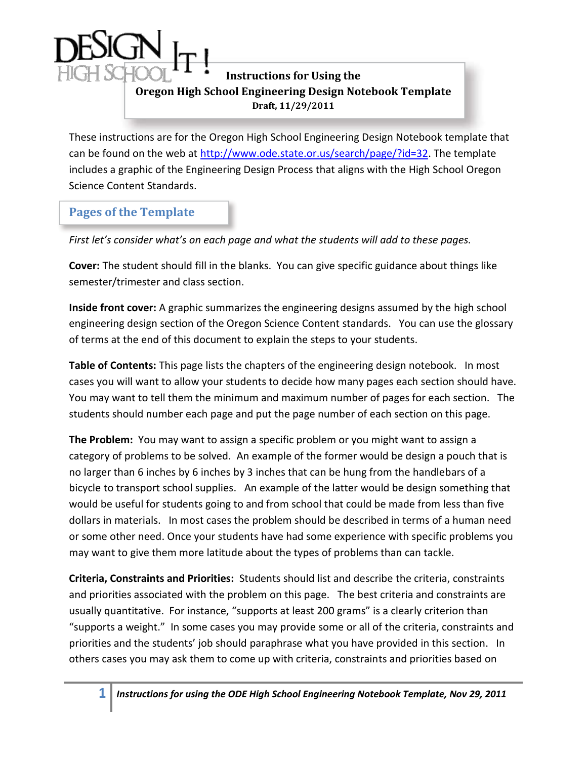# DESIGN IT! HIGH SCHOOL

**Instructions for Using the**
**Oregon High School Engineering Design Notebook Template**
**Draft, 11/29/2011**

These instructions are for the Oregon High School Engineering Design Notebook template that can be found on the web at http://www.ode.state.or.us/search/page/?id=32. The template includes a graphic of the Engineering Design Process that aligns with the High School Oregon Science Content Standards.

## Pages of the Template

*First let's consider what's on each page and what the students will add to these pages.*

**Cover:** The student should fill in the blanks. You can give specific guidance about things like semester/trimester and class section.

**Inside front cover:** A graphic summarizes the engineering designs assumed by the high school engineering design section of the Oregon Science Content standards. You can use the glossary of terms at the end of this document to explain the steps to your students.

**Table of Contents:** This page lists the chapters of the engineering design notebook. In most cases you will want to allow your students to decide how many pages each section should have. You may want to tell them the minimum and maximum number of pages for each section. The students should number each page and put the page number of each section on this page.

**The Problem:** You may want to assign a specific problem or you might want to assign a category of problems to be solved. An example of the former would be design a pouch that is no larger than 6 inches by 6 inches by 3 inches that can be hung from the handlebars of a bicycle to transport school supplies. An example of the latter would be design something that would be useful for students going to and from school that could be made from less than five dollars in materials. In most cases the problem should be described in terms of a human need or some other need. Once your students have had some experience with specific problems you may want to give them more latitude about the types of problems than can tackle.

**Criteria, Constraints and Priorities:** Students should list and describe the criteria, constraints and priorities associated with the problem on this page. The best criteria and constraints are usually quantitative. For instance, "supports at least 200 grams" is a clearly criterion than "supports a weight." In some cases you may provide some or all of the criteria, constraints and priorities and the students' job should paraphrase what you have provided in this section. In others cases you may ask them to come up with criteria, constraints and priorities based on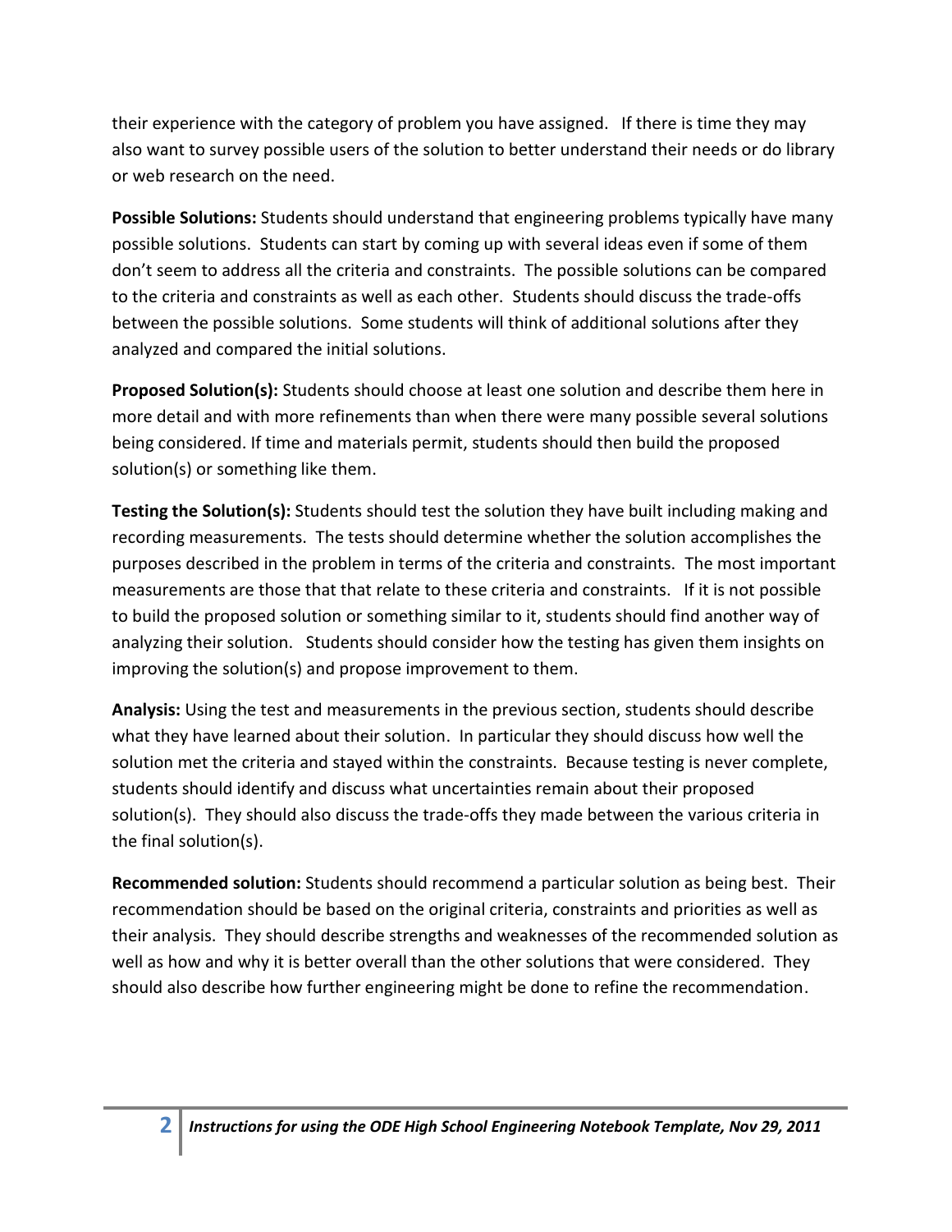their experience with the category of problem you have assigned. If there is time they may also want to survey possible users of the solution to better understand their needs or do library or web research on the need.

**Possible Solutions:** Students should understand that engineering problems typically have many possible solutions. Students can start by coming up with several ideas even if some of them don't seem to address all the criteria and constraints. The possible solutions can be compared to the criteria and constraints as well as each other. Students should discuss the trade-offs between the possible solutions. Some students will think of additional solutions after they analyzed and compared the initial solutions.

**Proposed Solution(s):** Students should choose at least one solution and describe them here in more detail and with more refinements than when there were many possible several solutions being considered. If time and materials permit, students should then build the proposed solution(s) or something like them.

**Testing the Solution(s):** Students should test the solution they have built including making and recording measurements. The tests should determine whether the solution accomplishes the purposes described in the problem in terms of the criteria and constraints. The most important measurements are those that that relate to these criteria and constraints. If it is not possible to build the proposed solution or something similar to it, students should find another way of analyzing their solution. Students should consider how the testing has given them insights on improving the solution(s) and propose improvement to them.

**Analysis:** Using the test and measurements in the previous section, students should describe what they have learned about their solution. In particular they should discuss how well the solution met the criteria and stayed within the constraints. Because testing is never complete, students should identify and discuss what uncertainties remain about their proposed solution(s). They should also discuss the trade-offs they made between the various criteria in the final solution(s).

**Recommended solution:** Students should recommend a particular solution as being best. Their recommendation should be based on the original criteria, constraints and priorities as well as their analysis. They should describe strengths and weaknesses of the recommended solution as well as how and why it is better overall than the other solutions that were considered. They should also describe how further engineering might be done to refine the recommendation.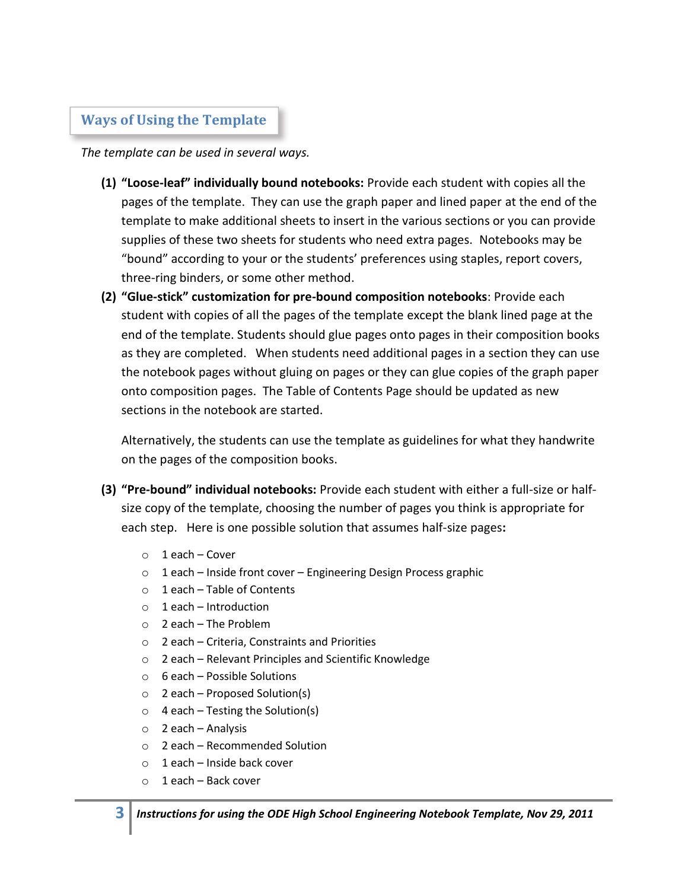## Ways of Using the Template

*The template can be used in several ways.*

**(1) "Loose-leaf" individually bound notebooks:** Provide each student with copies all the pages of the template. They can use the graph paper and lined paper at the end of the template to make additional sheets to insert in the various sections or you can provide supplies of these two sheets for students who need extra pages. Notebooks may be "bound" according to your or the students' preferences using staples, report covers, three-ring binders, or some other method.

**(2) "Glue-stick" customization for pre-bound composition notebooks**: Provide each student with copies of all the pages of the template except the blank lined page at the end of the template. Students should glue pages onto pages in their composition books as they are completed. When students need additional pages in a section they can use the notebook pages without gluing on pages or they can glue copies of the graph paper onto composition pages. The Table of Contents Page should be updated as new sections in the notebook are started.

Alternatively, the students can use the template as guidelines for what they handwrite on the pages of the composition books.

**(3) "Pre-bound" individual notebooks:** Provide each student with either a full-size or half-size copy of the template, choosing the number of pages you think is appropriate for each step. Here is one possible solution that assumes half-size pages**:**

- 1 each – Cover
- 1 each – Inside front cover – Engineering Design Process graphic
- 1 each – Table of Contents
- 1 each – Introduction
- 2 each – The Problem
- 2 each – Criteria, Constraints and Priorities
- 2 each – Relevant Principles and Scientific Knowledge
- 6 each – Possible Solutions
- 2 each – Proposed Solution(s)
- 4 each – Testing the Solution(s)
- 2 each – Analysis
- 2 each – Recommended Solution
- 1 each – Inside back cover
- 1 each – Back cover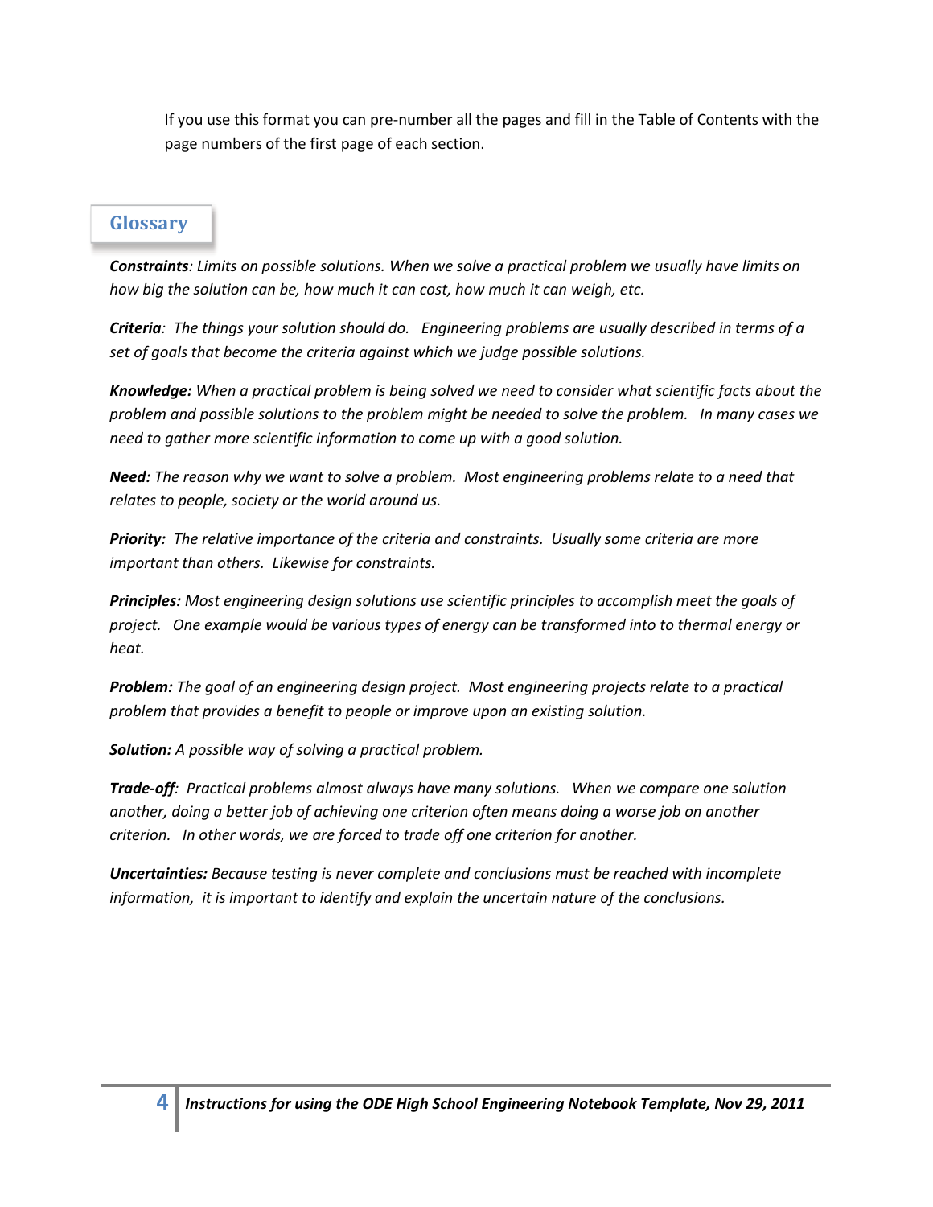If you use this format you can pre-number all the pages and fill in the Table of Contents with the page numbers of the first page of each section.

## Glossary

***Constraints**: Limits on possible solutions. When we solve a practical problem we usually have limits on how big the solution can be, how much it can cost, how much it can weigh, etc.*

***Criteria**: The things your solution should do. Engineering problems are usually described in terms of a set of goals that become the criteria against which we judge possible solutions.*

***Knowledge:** When a practical problem is being solved we need to consider what scientific facts about the problem and possible solutions to the problem might be needed to solve the problem. In many cases we need to gather more scientific information to come up with a good solution.*

***Need:** The reason why we want to solve a problem. Most engineering problems relate to a need that relates to people, society or the world around us.*

***Priority:** The relative importance of the criteria and constraints. Usually some criteria are more important than others. Likewise for constraints.*

***Principles:** Most engineering design solutions use scientific principles to accomplish meet the goals of project. One example would be various types of energy can be transformed into to thermal energy or heat.*

***Problem:** The goal of an engineering design project. Most engineering projects relate to a practical problem that provides a benefit to people or improve upon an existing solution.*

***Solution:** A possible way of solving a practical problem.*

***Trade-off**: Practical problems almost always have many solutions. When we compare one solution another, doing a better job of achieving one criterion often means doing a worse job on another criterion. In other words, we are forced to trade off one criterion for another.*

***Uncertainties:** Because testing is never complete and conclusions must be reached with incomplete information, it is important to identify and explain the uncertain nature of the conclusions.*